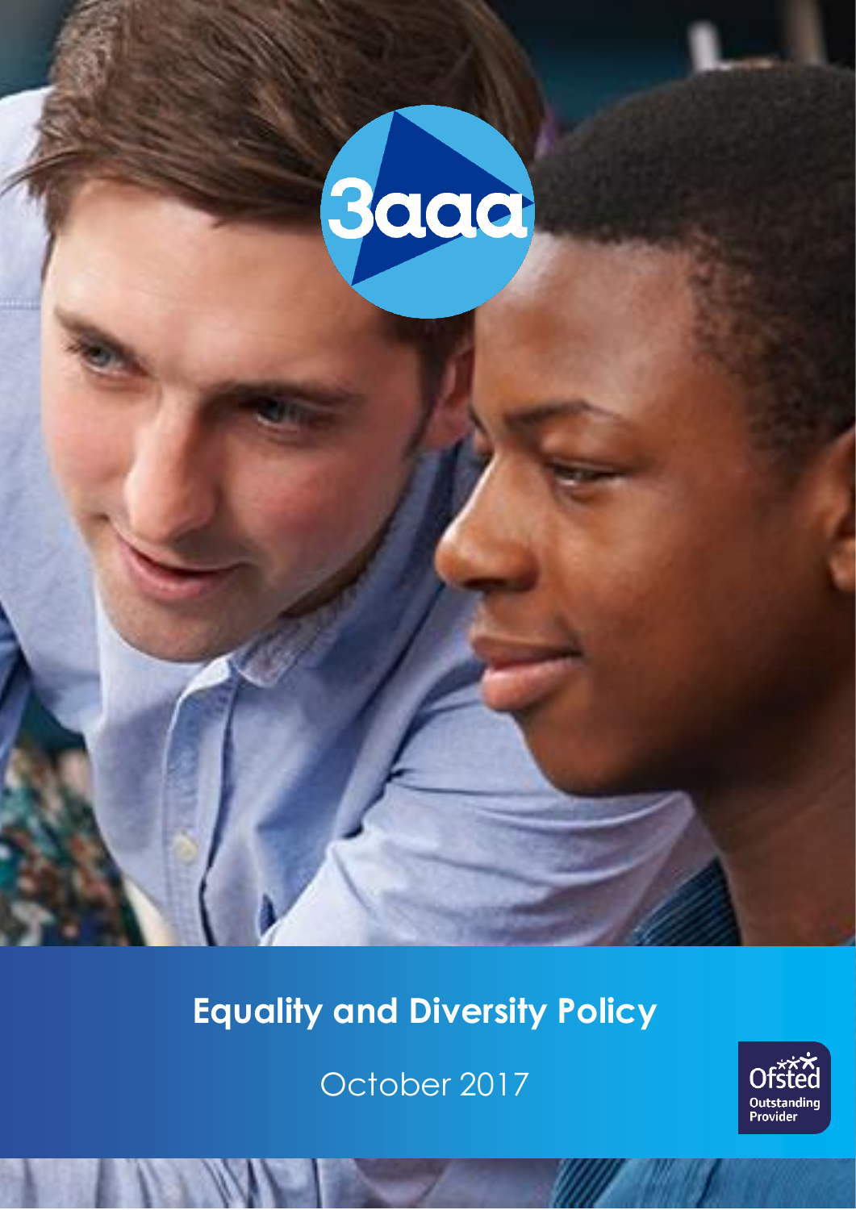3aaa

# Equality and Diversity Policy

October 2017

Ofsted Outstanding Provider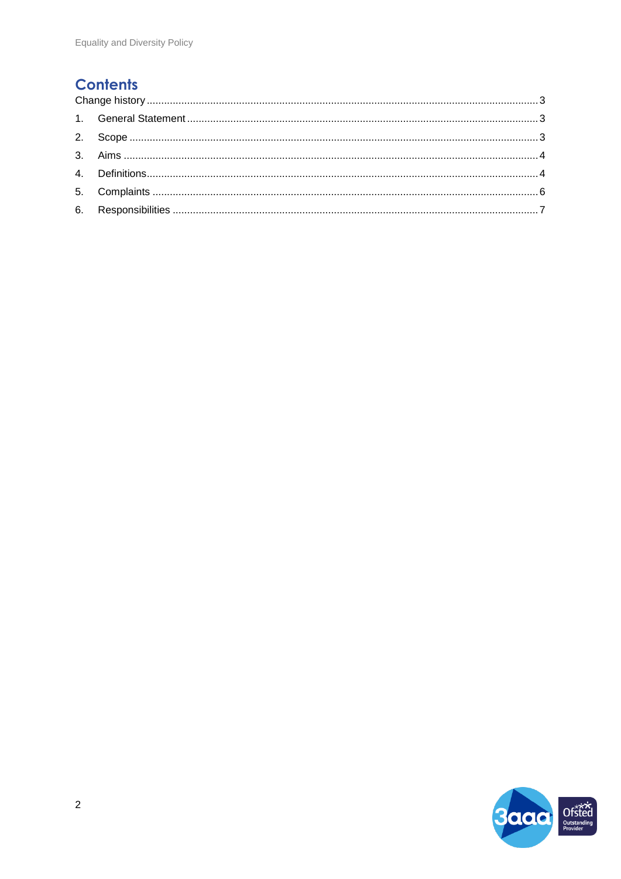## Contents

Change history ........................................................................................................................ 3

1. General Statement ........................................................................................................... 3
2. Scope ................................................................................................................................ 3
3. Aims .................................................................................................................................. 4
4. Definitions ......................................................................................................................... 4
5. Complaints ........................................................................................................................ 6
6. Responsibilities ................................................................................................................ 7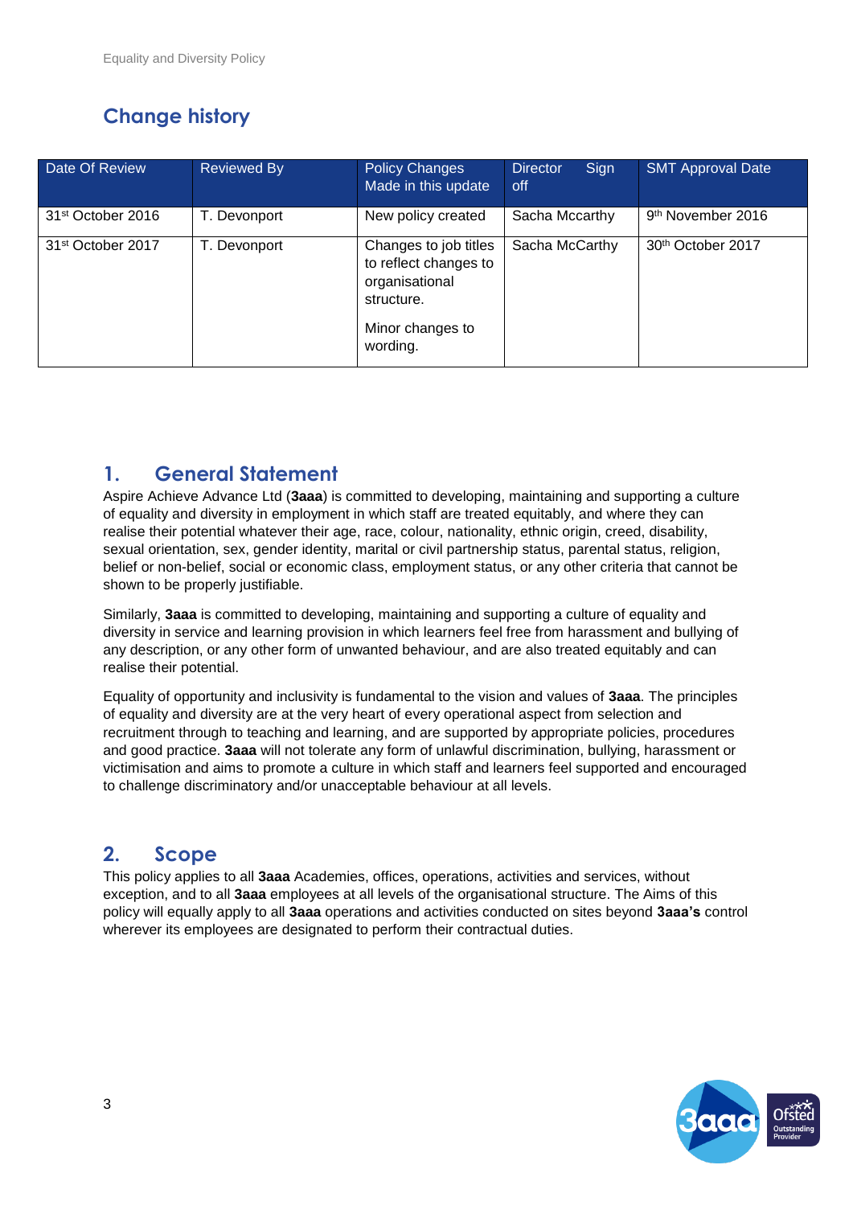## Change history

| Date Of Review | Reviewed By | Policy Changes Made in this update | Director Sign off | SMT Approval Date |
|---|---|---|---|---|
| 31st October 2016 | T. Devonport | New policy created | Sacha Mccarthy | 9th November 2016 |
| 31st October 2017 | T. Devonport | Changes to job titles to reflect changes to organisational structure.<br><br>Minor changes to wording. | Sacha McCarthy | 30th October 2017 |

## 1. General Statement

Aspire Achieve Advance Ltd (**3aaa**) is committed to developing, maintaining and supporting a culture of equality and diversity in employment in which staff are treated equitably, and where they can realise their potential whatever their age, race, colour, nationality, ethnic origin, creed, disability, sexual orientation, sex, gender identity, marital or civil partnership status, parental status, religion, belief or non-belief, social or economic class, employment status, or any other criteria that cannot be shown to be properly justifiable.

Similarly, **3aaa** is committed to developing, maintaining and supporting a culture of equality and diversity in service and learning provision in which learners feel free from harassment and bullying of any description, or any other form of unwanted behaviour, and are also treated equitably and can realise their potential.

Equality of opportunity and inclusivity is fundamental to the vision and values of **3aaa**. The principles of equality and diversity are at the very heart of every operational aspect from selection and recruitment through to teaching and learning, and are supported by appropriate policies, procedures and good practice. **3aaa** will not tolerate any form of unlawful discrimination, bullying, harassment or victimisation and aims to promote a culture in which staff and learners feel supported and encouraged to challenge discriminatory and/or unacceptable behaviour at all levels.

## 2. Scope

This policy applies to all **3aaa** Academies, offices, operations, activities and services, without exception, and to all **3aaa** employees at all levels of the organisational structure. The Aims of this policy will equally apply to all **3aaa** operations and activities conducted on sites beyond **3aaa's** control wherever its employees are designated to perform their contractual duties.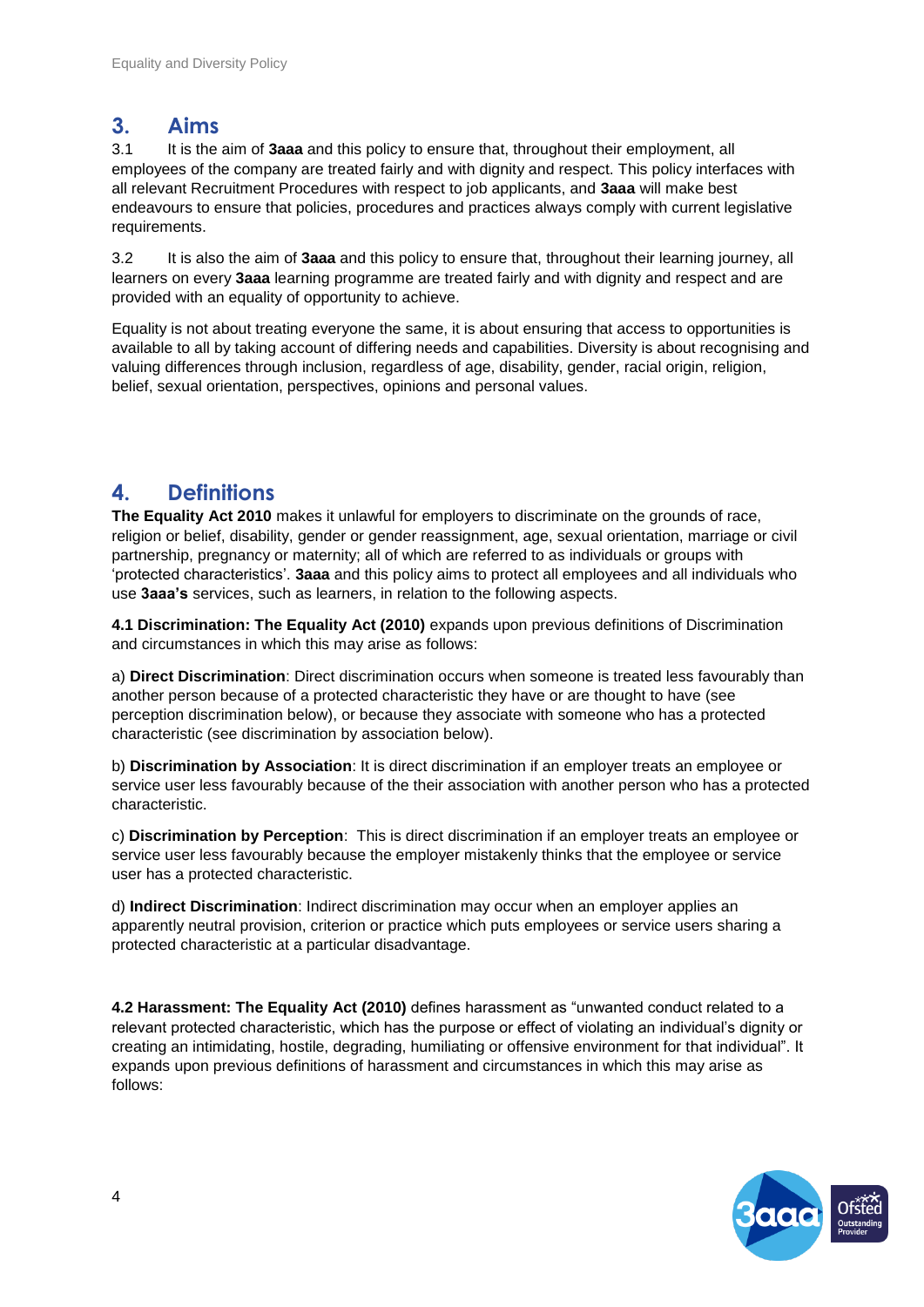## 3. Aims

3.1 It is the aim of **3aaa** and this policy to ensure that, throughout their employment, all employees of the company are treated fairly and with dignity and respect. This policy interfaces with all relevant Recruitment Procedures with respect to job applicants, and **3aaa** will make best endeavours to ensure that policies, procedures and practices always comply with current legislative requirements.

3.2 It is also the aim of **3aaa** and this policy to ensure that, throughout their learning journey, all learners on every **3aaa** learning programme are treated fairly and with dignity and respect and are provided with an equality of opportunity to achieve.

Equality is not about treating everyone the same, it is about ensuring that access to opportunities is available to all by taking account of differing needs and capabilities. Diversity is about recognising and valuing differences through inclusion, regardless of age, disability, gender, racial origin, religion, belief, sexual orientation, perspectives, opinions and personal values.

## 4. Definitions

**The Equality Act 2010** makes it unlawful for employers to discriminate on the grounds of race, religion or belief, disability, gender or gender reassignment, age, sexual orientation, marriage or civil partnership, pregnancy or maternity; all of which are referred to as individuals or groups with 'protected characteristics'. **3aaa** and this policy aims to protect all employees and all individuals who use **3aaa's** services, such as learners, in relation to the following aspects.

**4.1 Discrimination: The Equality Act (2010)** expands upon previous definitions of Discrimination and circumstances in which this may arise as follows:

a) **Direct Discrimination**: Direct discrimination occurs when someone is treated less favourably than another person because of a protected characteristic they have or are thought to have (see perception discrimination below), or because they associate with someone who has a protected characteristic (see discrimination by association below).

b) **Discrimination by Association**: It is direct discrimination if an employer treats an employee or service user less favourably because of the their association with another person who has a protected characteristic.

c) **Discrimination by Perception**: This is direct discrimination if an employer treats an employee or service user less favourably because the employer mistakenly thinks that the employee or service user has a protected characteristic.

d) **Indirect Discrimination**: Indirect discrimination may occur when an employer applies an apparently neutral provision, criterion or practice which puts employees or service users sharing a protected characteristic at a particular disadvantage.

**4.2 Harassment: The Equality Act (2010)** defines harassment as "unwanted conduct related to a relevant protected characteristic, which has the purpose or effect of violating an individual's dignity or creating an intimidating, hostile, degrading, humiliating or offensive environment for that individual". It expands upon previous definitions of harassment and circumstances in which this may arise as follows: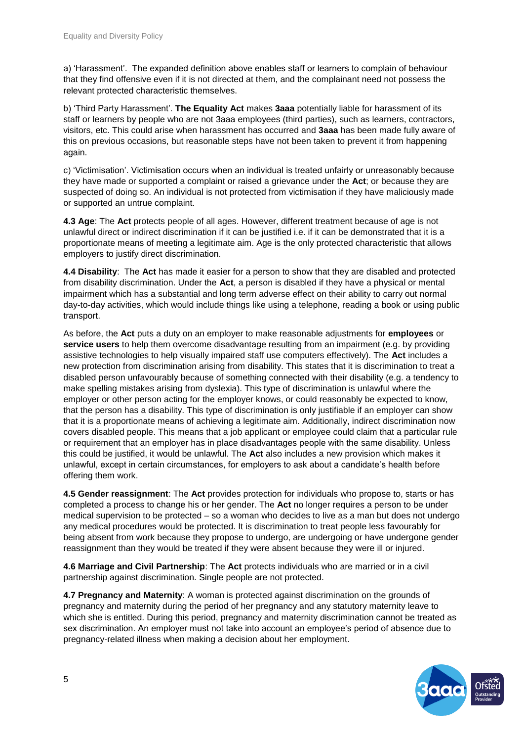a) 'Harassment'. The expanded definition above enables staff or learners to complain of behaviour that they find offensive even if it is not directed at them, and the complainant need not possess the relevant protected characteristic themselves.

b) 'Third Party Harassment'. **The Equality Act** makes **3aaa** potentially liable for harassment of its staff or learners by people who are not 3aaa employees (third parties), such as learners, contractors, visitors, etc. This could arise when harassment has occurred and **3aaa** has been made fully aware of this on previous occasions, but reasonable steps have not been taken to prevent it from happening again.

c) 'Victimisation'. Victimisation occurs when an individual is treated unfairly or unreasonably because they have made or supported a complaint or raised a grievance under the **Act**; or because they are suspected of doing so. An individual is not protected from victimisation if they have maliciously made or supported an untrue complaint.

**4.3 Age**: The **Act** protects people of all ages. However, different treatment because of age is not unlawful direct or indirect discrimination if it can be justified i.e. if it can be demonstrated that it is a proportionate means of meeting a legitimate aim. Age is the only protected characteristic that allows employers to justify direct discrimination.

**4.4 Disability**: The **Act** has made it easier for a person to show that they are disabled and protected from disability discrimination. Under the **Act**, a person is disabled if they have a physical or mental impairment which has a substantial and long term adverse effect on their ability to carry out normal day-to-day activities, which would include things like using a telephone, reading a book or using public transport.

As before, the **Act** puts a duty on an employer to make reasonable adjustments for **employees** or **service users** to help them overcome disadvantage resulting from an impairment (e.g. by providing assistive technologies to help visually impaired staff use computers effectively). The **Act** includes a new protection from discrimination arising from disability. This states that it is discrimination to treat a disabled person unfavourably because of something connected with their disability (e.g. a tendency to make spelling mistakes arising from dyslexia). This type of discrimination is unlawful where the employer or other person acting for the employer knows, or could reasonably be expected to know, that the person has a disability. This type of discrimination is only justifiable if an employer can show that it is a proportionate means of achieving a legitimate aim. Additionally, indirect discrimination now covers disabled people. This means that a job applicant or employee could claim that a particular rule or requirement that an employer has in place disadvantages people with the same disability. Unless this could be justified, it would be unlawful. The **Act** also includes a new provision which makes it unlawful, except in certain circumstances, for employers to ask about a candidate's health before offering them work.

**4.5 Gender reassignment**: The **Act** provides protection for individuals who propose to, starts or has completed a process to change his or her gender. The **Act** no longer requires a person to be under medical supervision to be protected – so a woman who decides to live as a man but does not undergo any medical procedures would be protected. It is discrimination to treat people less favourably for being absent from work because they propose to undergo, are undergoing or have undergone gender reassignment than they would be treated if they were absent because they were ill or injured.

**4.6 Marriage and Civil Partnership**: The **Act** protects individuals who are married or in a civil partnership against discrimination. Single people are not protected.

**4.7 Pregnancy and Maternity**: A woman is protected against discrimination on the grounds of pregnancy and maternity during the period of her pregnancy and any statutory maternity leave to which she is entitled. During this period, pregnancy and maternity discrimination cannot be treated as sex discrimination. An employer must not take into account an employee's period of absence due to pregnancy-related illness when making a decision about her employment.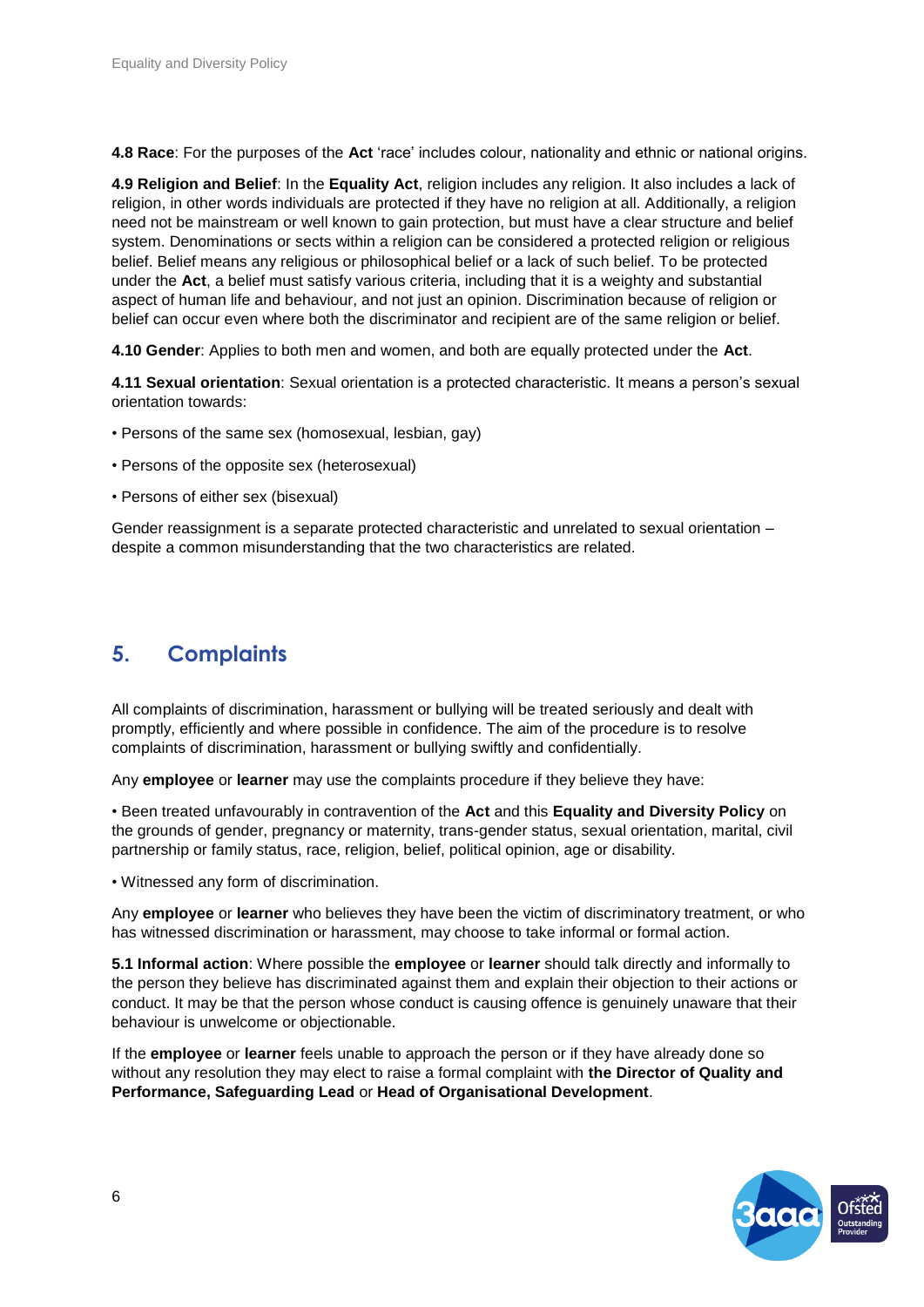**4.8 Race**: For the purposes of the **Act** 'race' includes colour, nationality and ethnic or national origins.

**4.9 Religion and Belief**: In the **Equality Act**, religion includes any religion. It also includes a lack of religion, in other words individuals are protected if they have no religion at all. Additionally, a religion need not be mainstream or well known to gain protection, but must have a clear structure and belief system. Denominations or sects within a religion can be considered a protected religion or religious belief. Belief means any religious or philosophical belief or a lack of such belief. To be protected under the **Act**, a belief must satisfy various criteria, including that it is a weighty and substantial aspect of human life and behaviour, and not just an opinion. Discrimination because of religion or belief can occur even where both the discriminator and recipient are of the same religion or belief.

**4.10 Gender**: Applies to both men and women, and both are equally protected under the **Act**.

**4.11 Sexual orientation**: Sexual orientation is a protected characteristic. It means a person's sexual orientation towards:

- Persons of the same sex (homosexual, lesbian, gay)
- Persons of the opposite sex (heterosexual)
- Persons of either sex (bisexual)

Gender reassignment is a separate protected characteristic and unrelated to sexual orientation – despite a common misunderstanding that the two characteristics are related.

## 5. Complaints

All complaints of discrimination, harassment or bullying will be treated seriously and dealt with promptly, efficiently and where possible in confidence. The aim of the procedure is to resolve complaints of discrimination, harassment or bullying swiftly and confidentially.

Any **employee** or **learner** may use the complaints procedure if they believe they have:

- Been treated unfavourably in contravention of the **Act** and this **Equality and Diversity Policy** on the grounds of gender, pregnancy or maternity, trans-gender status, sexual orientation, marital, civil partnership or family status, race, religion, belief, political opinion, age or disability.
- Witnessed any form of discrimination.

Any **employee** or **learner** who believes they have been the victim of discriminatory treatment, or who has witnessed discrimination or harassment, may choose to take informal or formal action.

**5.1 Informal action**: Where possible the **employee** or **learner** should talk directly and informally to the person they believe has discriminated against them and explain their objection to their actions or conduct. It may be that the person whose conduct is causing offence is genuinely unaware that their behaviour is unwelcome or objectionable.

If the **employee** or **learner** feels unable to approach the person or if they have already done so without any resolution they may elect to raise a formal complaint with **the Director of Quality and Performance, Safeguarding Lead** or **Head of Organisational Development**.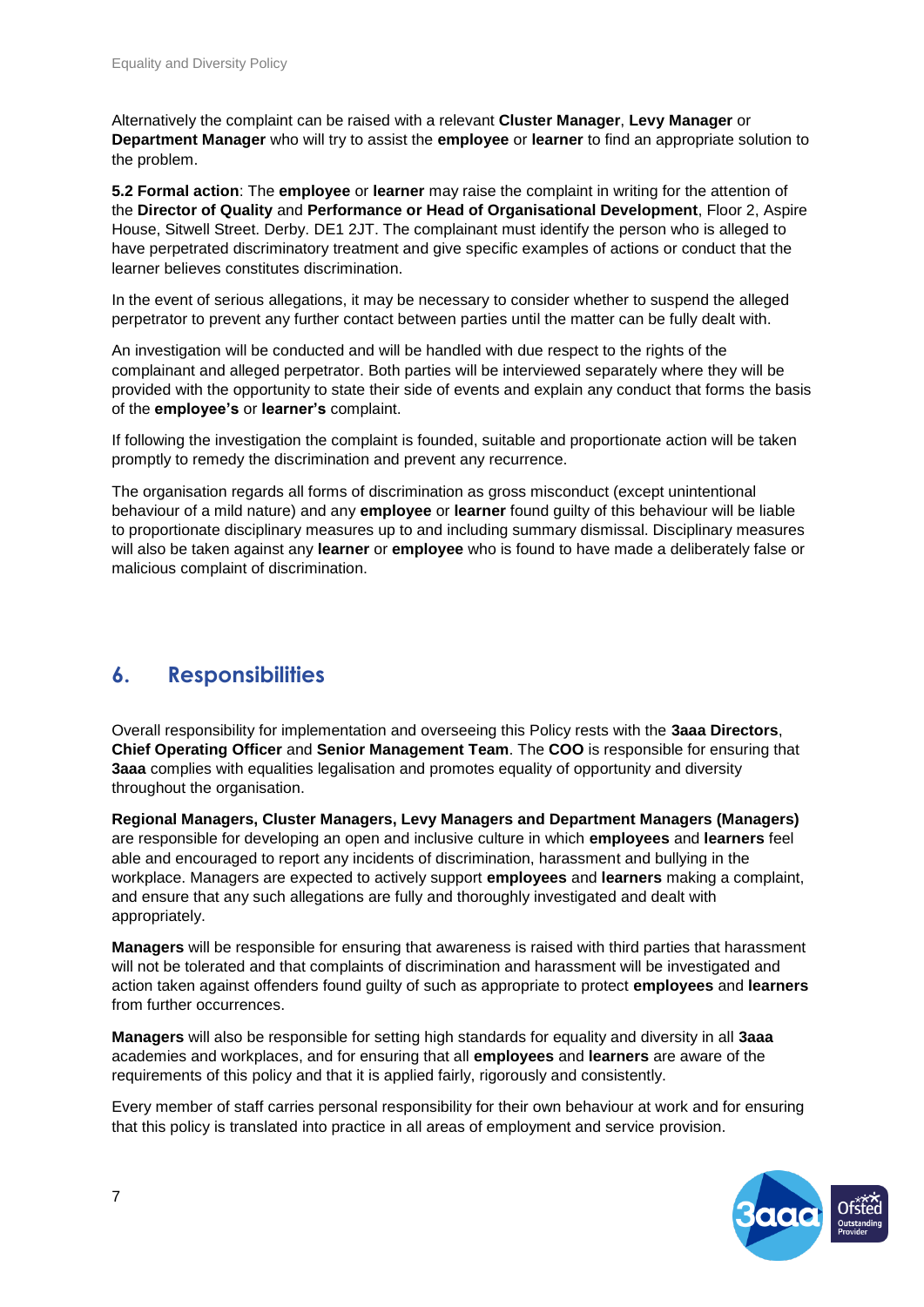Alternatively the complaint can be raised with a relevant **Cluster Manager**, **Levy Manager** or **Department Manager** who will try to assist the **employee** or **learner** to find an appropriate solution to the problem.

**5.2 Formal action**: The **employee** or **learner** may raise the complaint in writing for the attention of the **Director of Quality** and **Performance or Head of Organisational Development**, Floor 2, Aspire House, Sitwell Street. Derby. DE1 2JT. The complainant must identify the person who is alleged to have perpetrated discriminatory treatment and give specific examples of actions or conduct that the learner believes constitutes discrimination.

In the event of serious allegations, it may be necessary to consider whether to suspend the alleged perpetrator to prevent any further contact between parties until the matter can be fully dealt with.

An investigation will be conducted and will be handled with due respect to the rights of the complainant and alleged perpetrator. Both parties will be interviewed separately where they will be provided with the opportunity to state their side of events and explain any conduct that forms the basis of the **employee's** or **learner's** complaint.

If following the investigation the complaint is founded, suitable and proportionate action will be taken promptly to remedy the discrimination and prevent any recurrence.

The organisation regards all forms of discrimination as gross misconduct (except unintentional behaviour of a mild nature) and any **employee** or **learner** found guilty of this behaviour will be liable to proportionate disciplinary measures up to and including summary dismissal. Disciplinary measures will also be taken against any **learner** or **employee** who is found to have made a deliberately false or malicious complaint of discrimination.

## 6. Responsibilities

Overall responsibility for implementation and overseeing this Policy rests with the **3aaa Directors**, **Chief Operating Officer** and **Senior Management Team**. The **COO** is responsible for ensuring that **3aaa** complies with equalities legalisation and promotes equality of opportunity and diversity throughout the organisation.

**Regional Managers, Cluster Managers, Levy Managers and Department Managers (Managers)** are responsible for developing an open and inclusive culture in which **employees** and **learners** feel able and encouraged to report any incidents of discrimination, harassment and bullying in the workplace. Managers are expected to actively support **employees** and **learners** making a complaint, and ensure that any such allegations are fully and thoroughly investigated and dealt with appropriately.

**Managers** will be responsible for ensuring that awareness is raised with third parties that harassment will not be tolerated and that complaints of discrimination and harassment will be investigated and action taken against offenders found guilty of such as appropriate to protect **employees** and **learners** from further occurrences.

**Managers** will also be responsible for setting high standards for equality and diversity in all **3aaa** academies and workplaces, and for ensuring that all **employees** and **learners** are aware of the requirements of this policy and that it is applied fairly, rigorously and consistently.

Every member of staff carries personal responsibility for their own behaviour at work and for ensuring that this policy is translated into practice in all areas of employment and service provision.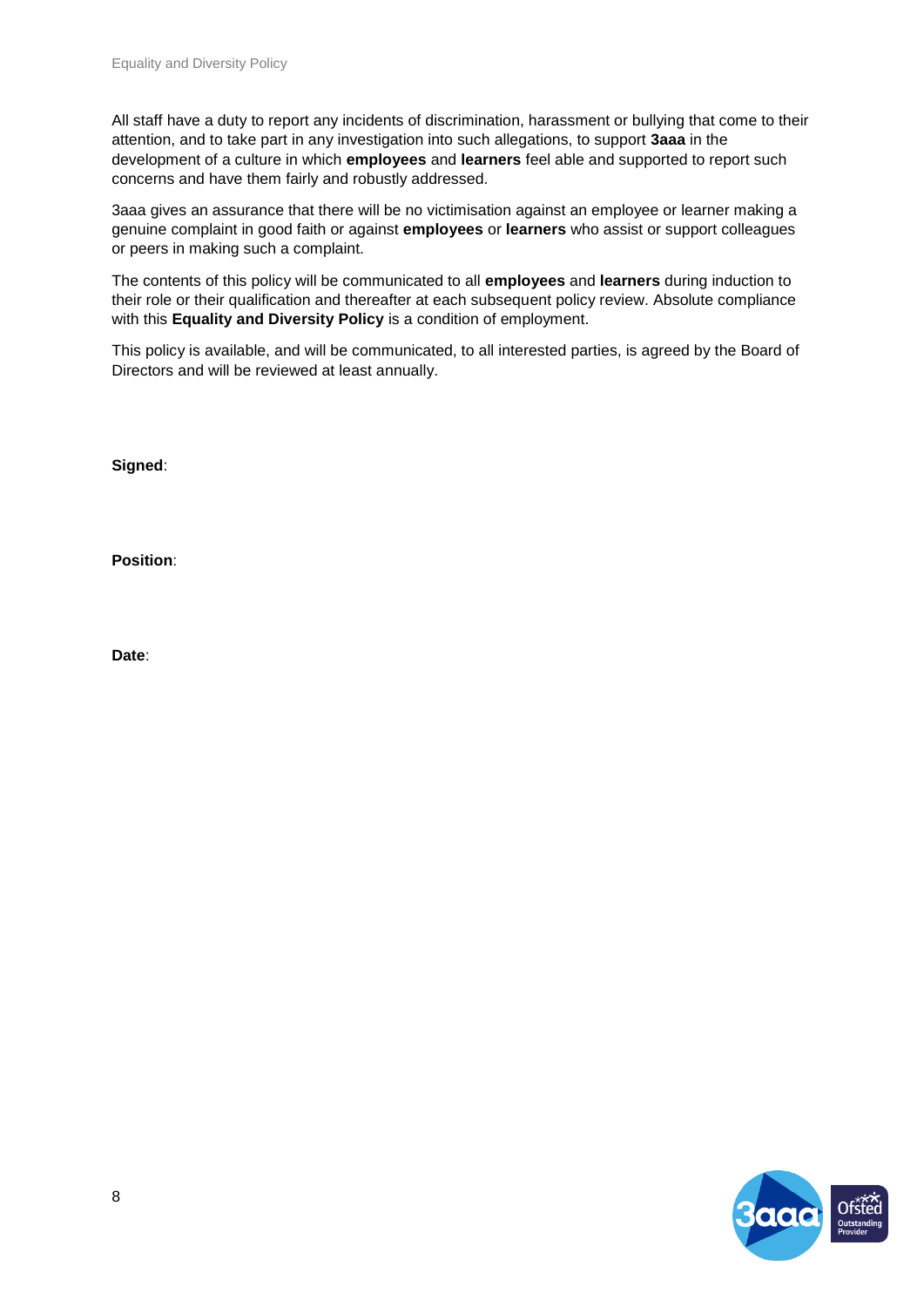All staff have a duty to report any incidents of discrimination, harassment or bullying that come to their attention, and to take part in any investigation into such allegations, to support **3aaa** in the development of a culture in which **employees** and **learners** feel able and supported to report such concerns and have them fairly and robustly addressed.

3aaa gives an assurance that there will be no victimisation against an employee or learner making a genuine complaint in good faith or against **employees** or **learners** who assist or support colleagues or peers in making such a complaint.

The contents of this policy will be communicated to all **employees** and **learners** during induction to their role or their qualification and thereafter at each subsequent policy review. Absolute compliance with this **Equality and Diversity Policy** is a condition of employment.

This policy is available, and will be communicated, to all interested parties, is agreed by the Board of Directors and will be reviewed at least annually.

**Signed**:

**Position**:

**Date**: